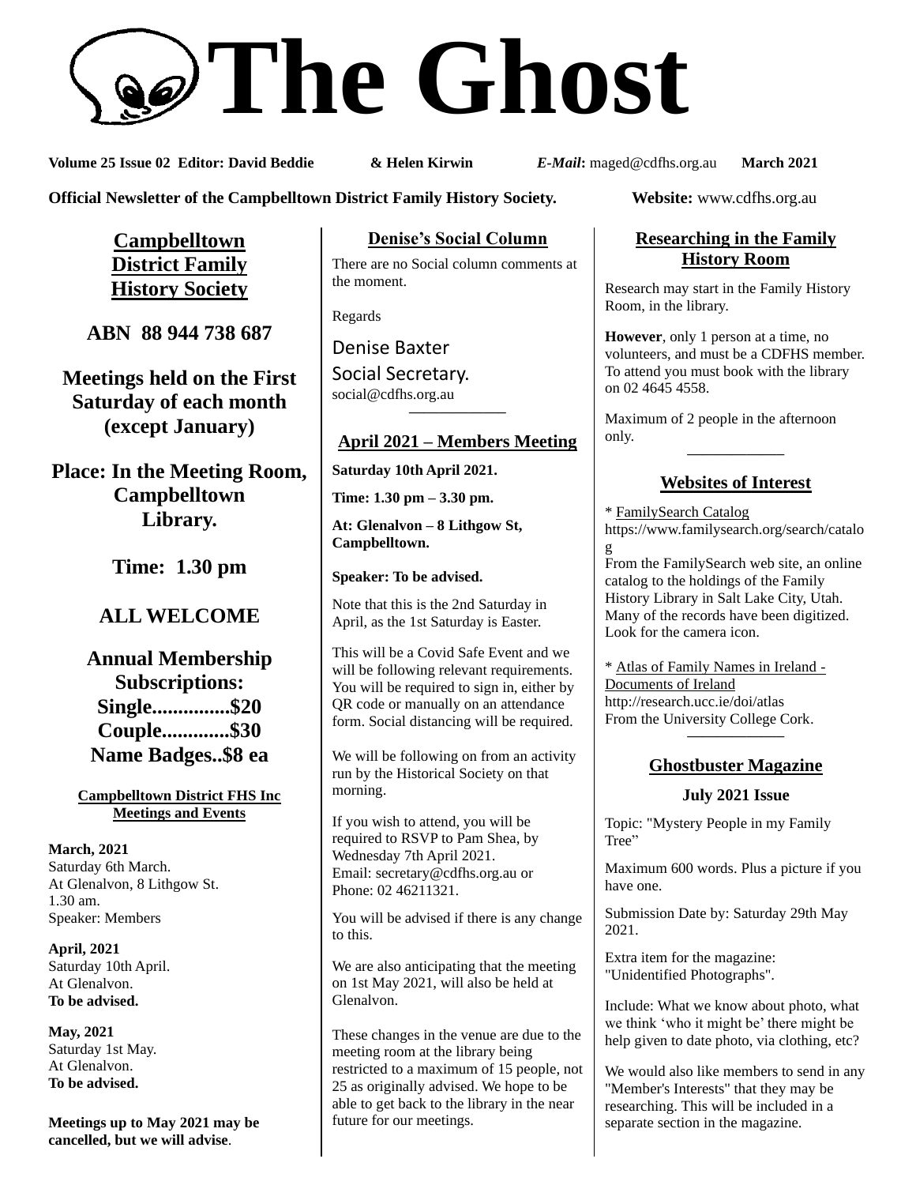# The Ghost

**Volume 25 Issue 02 Editor: David Beddie & Helen Kirwin** ***E-Mail*****:** maged@cdfhs.org.au **March 2021**

**Official Newsletter of the Campbelltown District Family History Society.** **Website:** www.cdfhs.org.au

## Campbelltown District Family History Society

**ABN 88 944 738 687**

**Meetings held on the First Saturday of each month (except January)**

**Place: In the Meeting Room, Campbelltown Library.**

**Time: 1.30 pm**

**ALL WELCOME**

**Annual Membership Subscriptions:**
**Single...............$20**
**Couple.............$30**
**Name Badges..$8 ea**

### Campbelltown District FHS Inc Meetings and Events

**March, 2021**
Saturday 6th March.
At Glenalvon, 8 Lithgow St.
1.30 am.
Speaker: Members

**April, 2021**
Saturday 10th April.
At Glenalvon.
**To be advised.**

**May, 2021**
Saturday 1st May.
At Glenalvon.
**To be advised.**

**Meetings up to May 2021 may be cancelled, but we will advise**.

## Denise's Social Column

There are no Social column comments at the moment.

Regards

Denise Baxter
Social Secretary.
social@cdfhs.org.au

---

## April 2021 – Members Meeting

**Saturday 10th April 2021.**

**Time: 1.30 pm – 3.30 pm.**

**At: Glenalvon – 8 Lithgow St, Campbelltown.**

**Speaker: To be advised.**

Note that this is the 2nd Saturday in April, as the 1st Saturday is Easter.

This will be a Covid Safe Event and we will be following relevant requirements. You will be required to sign in, either by QR code or manually on an attendance form. Social distancing will be required.

We will be following on from an activity run by the Historical Society on that morning.

If you wish to attend, you will be required to RSVP to Pam Shea, by Wednesday 7th April 2021.
Email: secretary@cdfhs.org.au or Phone: 02 46211321.

You will be advised if there is any change to this.

We are also anticipating that the meeting on 1st May 2021, will also be held at Glenalvon.

These changes in the venue are due to the meeting room at the library being restricted to a maximum of 15 people, not 25 as originally advised. We hope to be able to get back to the library in the near future for our meetings.

## Researching in the Family History Room

Research may start in the Family History Room, in the library.

**However**, only 1 person at a time, no volunteers, and must be a CDFHS member. To attend you must book with the library on 02 4645 4558.

Maximum of 2 people in the afternoon only.

---

## Websites of Interest

* FamilySearch Catalog
https://www.familysearch.org/search/catalog
From the FamilySearch web site, an online catalog to the holdings of the Family History Library in Salt Lake City, Utah. Many of the records have been digitized. Look for the camera icon.

* Atlas of Family Names in Ireland - Documents of Ireland
http://research.ucc.ie/doi/atlas
From the University College Cork.

---

## Ghostbuster Magazine

**July 2021 Issue**

Topic: "Mystery People in my Family Tree"

Maximum 600 words. Plus a picture if you have one.

Submission Date by: Saturday 29th May 2021.

Extra item for the magazine: "Unidentified Photographs".

Include: What we know about photo, what we think 'who it might be' there might be help given to date photo, via clothing, etc?

We would also like members to send in any "Member's Interests" that they may be researching. This will be included in a separate section in the magazine.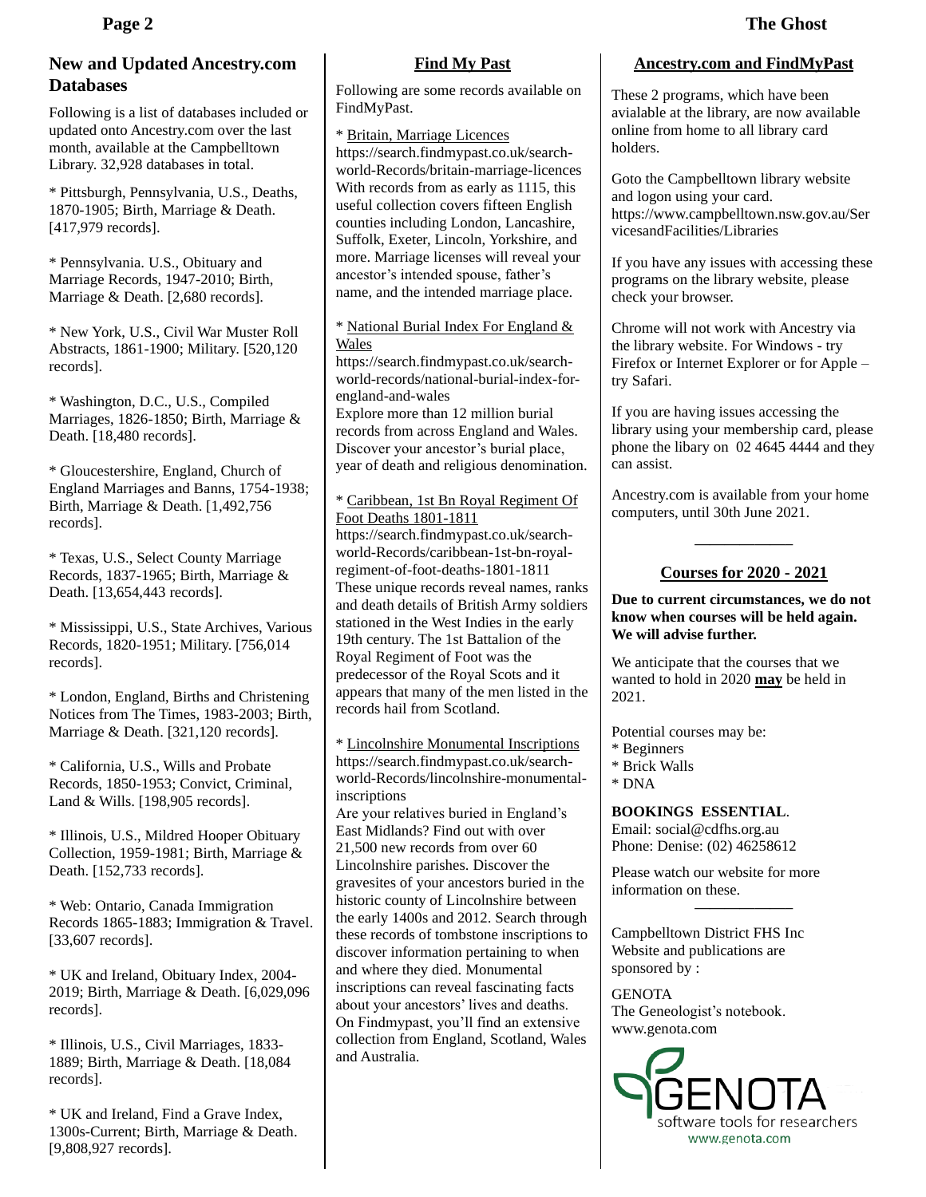## New and Updated Ancestry.com Databases

Following is a list of databases included or updated onto Ancestry.com over the last month, available at the Campbelltown Library. 32,928 databases in total.

* Pittsburgh, Pennsylvania, U.S., Deaths, 1870-1905; Birth, Marriage & Death. [417,979 records].

* Pennsylvania. U.S., Obituary and Marriage Records, 1947-2010; Birth, Marriage & Death. [2,680 records].

* New York, U.S., Civil War Muster Roll Abstracts, 1861-1900; Military. [520,120 records].

* Washington, D.C., U.S., Compiled Marriages, 1826-1850; Birth, Marriage & Death. [18,480 records].

* Gloucestershire, England, Church of England Marriages and Banns, 1754-1938; Birth, Marriage & Death. [1,492,756 records].

* Texas, U.S., Select County Marriage Records, 1837-1965; Birth, Marriage & Death. [13,654,443 records].

* Mississippi, U.S., State Archives, Various Records, 1820-1951; Military. [756,014 records].

* London, England, Births and Christening Notices from The Times, 1983-2003; Birth, Marriage & Death. [321,120 records].

* California, U.S., Wills and Probate Records, 1850-1953; Convict, Criminal, Land & Wills. [198,905 records].

* Illinois, U.S., Mildred Hooper Obituary Collection, 1959-1981; Birth, Marriage & Death. [152,733 records].

* Web: Ontario, Canada Immigration Records 1865-1883; Immigration & Travel. [33,607 records].

* UK and Ireland, Obituary Index, 2004-2019; Birth, Marriage & Death. [6,029,096 records].

* Illinois, U.S., Civil Marriages, 1833-1889; Birth, Marriage & Death. [18,084 records].

* UK and Ireland, Find a Grave Index, 1300s-Current; Birth, Marriage & Death. [9,808,927 records].

## Find My Past

Following are some records available on FindMyPast.

* Britain, Marriage Licences
https://search.findmypast.co.uk/search-world-Records/britain-marriage-licences
With records from as early as 1115, this useful collection covers fifteen English counties including London, Lancashire, Suffolk, Exeter, Lincoln, Yorkshire, and more. Marriage licenses will reveal your ancestor's intended spouse, father's name, and the intended marriage place.

* National Burial Index For England & Wales
https://search.findmypast.co.uk/search-world-records/national-burial-index-for-england-and-wales
Explore more than 12 million burial records from across England and Wales. Discover your ancestor's burial place, year of death and religious denomination.

* Caribbean, 1st Bn Royal Regiment Of Foot Deaths 1801-1811
https://search.findmypast.co.uk/search-world-Records/caribbean-1st-bn-royal-regiment-of-foot-deaths-1801-1811
These unique records reveal names, ranks and death details of British Army soldiers stationed in the West Indies in the early 19th century. The 1st Battalion of the Royal Regiment of Foot was the predecessor of the Royal Scots and it appears that many of the men listed in the records hail from Scotland.

* Lincolnshire Monumental Inscriptions
https://search.findmypast.co.uk/search-world-Records/lincolnshire-monumental-inscriptions
Are your relatives buried in England's East Midlands? Find out with over 21,500 new records from over 60 Lincolnshire parishes. Discover the gravesites of your ancestors buried in the historic county of Lincolnshire between the early 1400s and 2012. Search through these records of tombstone inscriptions to discover information pertaining to when and where they died. Monumental inscriptions can reveal fascinating facts about your ancestors' lives and deaths. On Findmypast, you'll find an extensive collection from England, Scotland, Wales and Australia.

## Ancestry.com and FindMyPast

These 2 programs, which have been avialable at the library, are now available online from home to all library card holders.

Goto the Campbelltown library website and logon using your card.
https://www.campbelltown.nsw.gov.au/ServicesandFacilities/Libraries

If you have any issues with accessing these programs on the library website, please check your browser.

Chrome will not work with Ancestry via the library website. For Windows - try Firefox or Internet Explorer or for Apple – try Safari.

If you are having issues accessing the library using your membership card, please phone the libary on 02 4645 4444 and they can assist.

Ancestry.com is available from your home computers, until 30th June 2021.

---

## Courses for 2020 - 2021

**Due to current circumstances, we do not know when courses will be held again. We will advise further.**

We anticipate that the courses that we wanted to hold in 2020 **may** be held in 2021.

Potential courses may be:
* Beginners
* Brick Walls
* DNA

**BOOKINGS ESSENTIAL**.
Email: social@cdfhs.org.au
Phone: Denise: (02) 46258612

Please watch our website for more information on these.

---

Campbelltown District FHS Inc
Website and publications are sponsored by :

GENOTA
The Geneologist's notebook.
www.genota.com

GENOTA
software tools for researchers
www.genota.com